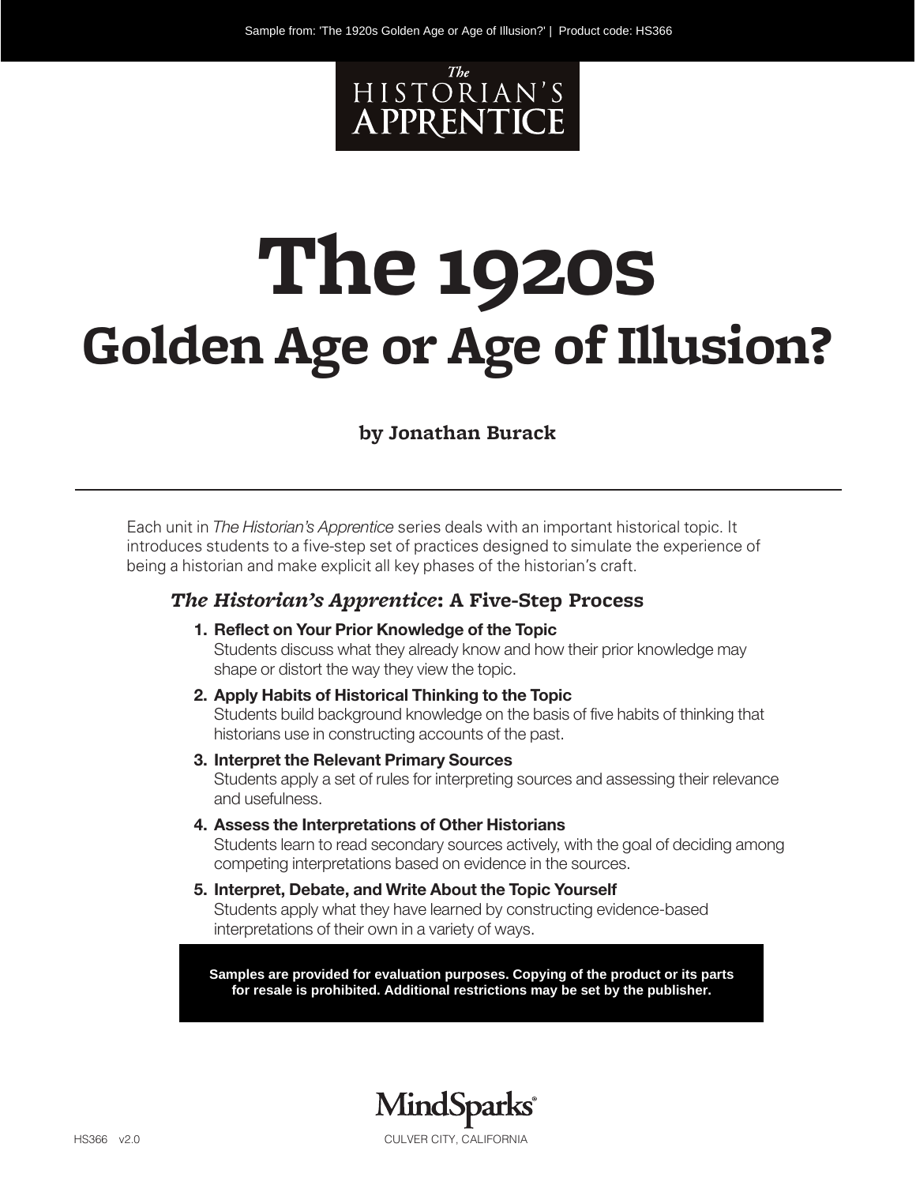*The*
HISTORIAN'S
APPRENTICE

# The 1920s
## Golden Age or Age of Illusion?

**by Jonathan Burack**

---

Each unit in *The Historian's Apprentice* series deals with an important historical topic. It introduces students to a five-step set of practices designed to simulate the experience of being a historian and make explicit all key phases of the historian's craft.

### *The Historian's Apprentice*: A Five-Step Process

1. **Reflect on Your Prior Knowledge of the Topic**
   Students discuss what they already know and how their prior knowledge may shape or distort the way they view the topic.
2. **Apply Habits of Historical Thinking to the Topic**
   Students build background knowledge on the basis of five habits of thinking that historians use in constructing accounts of the past.
3. **Interpret the Relevant Primary Sources**
   Students apply a set of rules for interpreting sources and assessing their relevance and usefulness.
4. **Assess the Interpretations of Other Historians**
   Students learn to read secondary sources actively, with the goal of deciding among competing interpretations based on evidence in the sources.
5. **Interpret, Debate, and Write About the Topic Yourself**
   Students apply what they have learned by constructing evidence-based interpretations of their own in a variety of ways.

**Samples are provided for evaluation purposes. Copying of the product or its parts for resale is prohibited. Additional restrictions may be set by the publisher.**

MindSparks®
CULVER CITY, CALIFORNIA

HS366 v2.0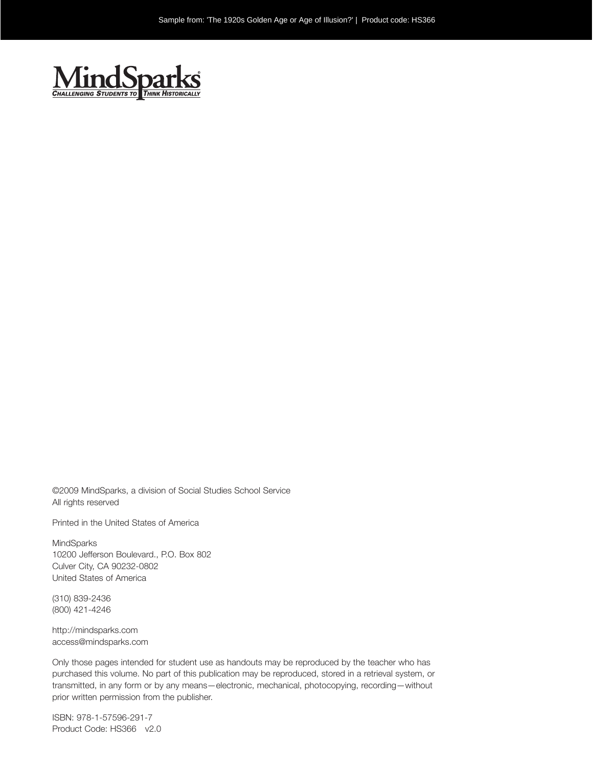MindSparks®
CHALLENGING STUDENTS TO THINK HISTORICALLY

©2009 MindSparks, a division of Social Studies School Service
All rights reserved

Printed in the United States of America

MindSparks
10200 Jefferson Boulevard., P.O. Box 802
Culver City, CA 90232-0802
United States of America

(310) 839-2436
(800) 421-4246

http://mindsparks.com
access@mindsparks.com

Only those pages intended for student use as handouts may be reproduced by the teacher who has purchased this volume. No part of this publication may be reproduced, stored in a retrieval system, or transmitted, in any form or by any means—electronic, mechanical, photocopying, recording—without prior written permission from the publisher.

ISBN: 978-1-57596-291-7
Product Code: HS366 v2.0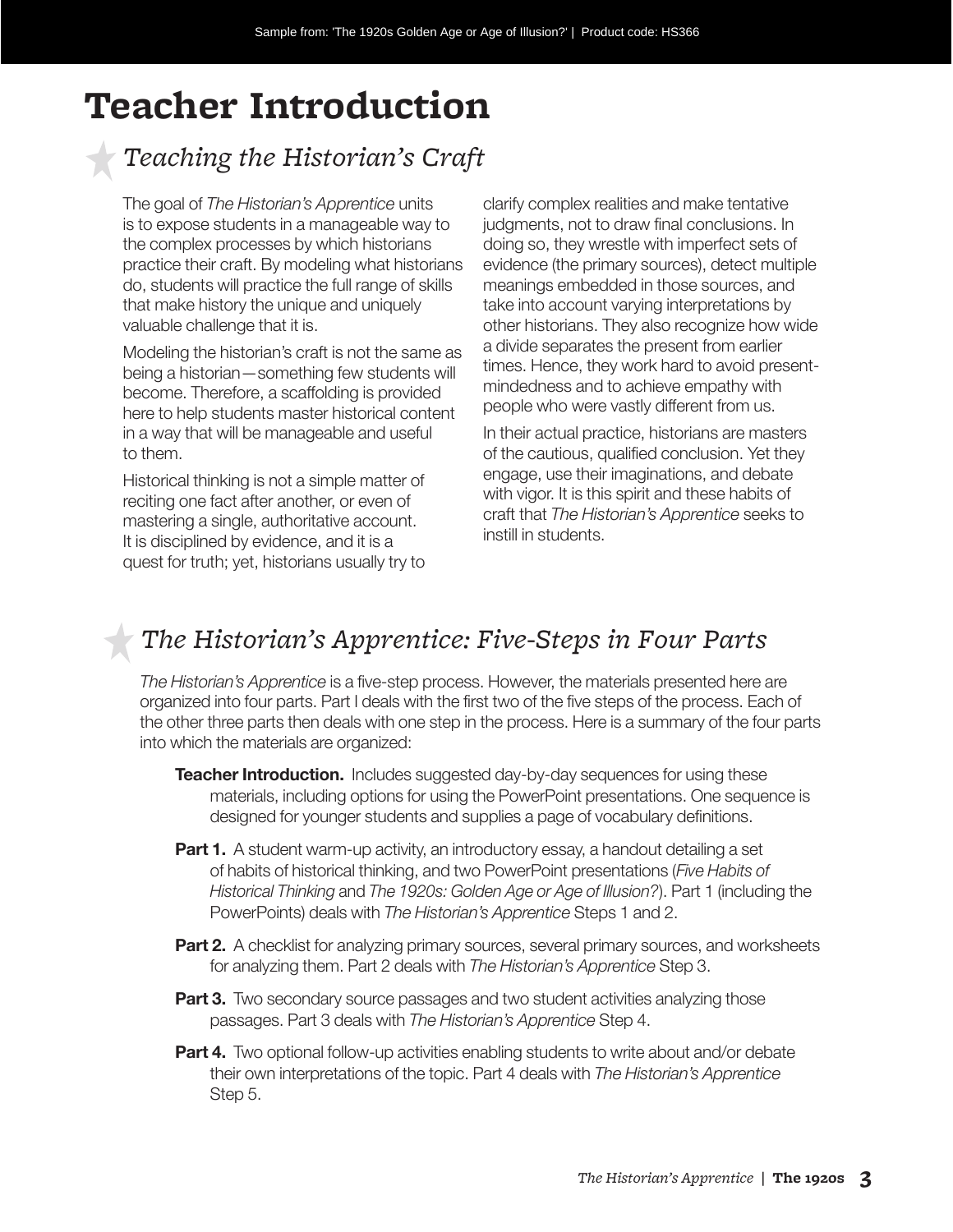# Teacher Introduction

## *Teaching the Historian's Craft*

The goal of *The Historian's Apprentice* units is to expose students in a manageable way to the complex processes by which historians practice their craft. By modeling what historians do, students will practice the full range of skills that make history the unique and uniquely valuable challenge that it is.

Modeling the historian's craft is not the same as being a historian—something few students will become. Therefore, a scaffolding is provided here to help students master historical content in a way that will be manageable and useful to them.

Historical thinking is not a simple matter of reciting one fact after another, or even of mastering a single, authoritative account. It is disciplined by evidence, and it is a quest for truth; yet, historians usually try to clarify complex realities and make tentative judgments, not to draw final conclusions. In doing so, they wrestle with imperfect sets of evidence (the primary sources), detect multiple meanings embedded in those sources, and take into account varying interpretations by other historians. They also recognize how wide a divide separates the present from earlier times. Hence, they work hard to avoid present-mindedness and to achieve empathy with people who were vastly different from us.

In their actual practice, historians are masters of the cautious, qualified conclusion. Yet they engage, use their imaginations, and debate with vigor. It is this spirit and these habits of craft that *The Historian's Apprentice* seeks to instill in students.

## *The Historian's Apprentice: Five-Steps in Four Parts*

*The Historian's Apprentice* is a five-step process. However, the materials presented here are organized into four parts. Part I deals with the first two of the five steps of the process. Each of the other three parts then deals with one step in the process. Here is a summary of the four parts into which the materials are organized:

**Teacher Introduction.** Includes suggested day-by-day sequences for using these materials, including options for using the PowerPoint presentations. One sequence is designed for younger students and supplies a page of vocabulary definitions.

**Part 1.** A student warm-up activity, an introductory essay, a handout detailing a set of habits of historical thinking, and two PowerPoint presentations (*Five Habits of Historical Thinking* and *The 1920s: Golden Age or Age of Illusion?*). Part 1 (including the PowerPoints) deals with *The Historian's Apprentice* Steps 1 and 2.

**Part 2.** A checklist for analyzing primary sources, several primary sources, and worksheets for analyzing them. Part 2 deals with *The Historian's Apprentice* Step 3.

**Part 3.** Two secondary source passages and two student activities analyzing those passages. Part 3 deals with *The Historian's Apprentice* Step 4.

**Part 4.** Two optional follow-up activities enabling students to write about and/or debate their own interpretations of the topic. Part 4 deals with *The Historian's Apprentice* Step 5.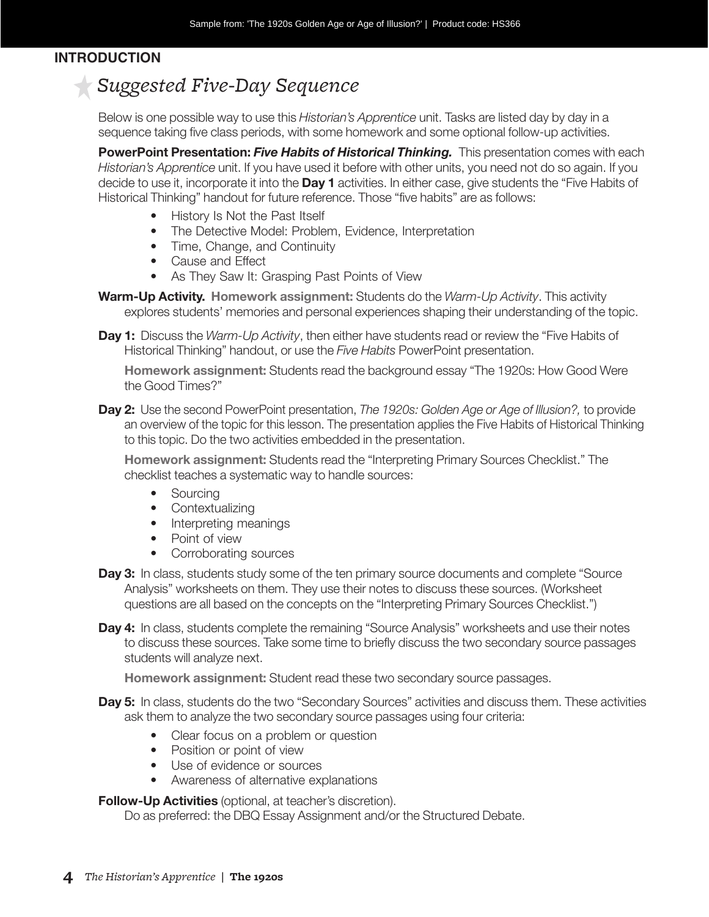## INTRODUCTION

# *Suggested Five-Day Sequence*

Below is one possible way to use this *Historian's Apprentice* unit. Tasks are listed day by day in a sequence taking five class periods, with some homework and some optional follow-up activities.

**PowerPoint Presentation: *Five Habits of Historical Thinking.*** This presentation comes with each *Historian's Apprentice* unit. If you have used it before with other units, you need not do so again. If you decide to use it, incorporate it into the **Day 1** activities. In either case, give students the "Five Habits of Historical Thinking" handout for future reference. Those "five habits" are as follows:

- History Is Not the Past Itself
- The Detective Model: Problem, Evidence, Interpretation
- Time, Change, and Continuity
- Cause and Effect
- As They Saw It: Grasping Past Points of View

**Warm-Up Activity.** **Homework assignment:** Students do the *Warm-Up Activity*. This activity explores students' memories and personal experiences shaping their understanding of the topic.

**Day 1:** Discuss the *Warm-Up Activity*, then either have students read or review the "Five Habits of Historical Thinking" handout, or use the *Five Habits* PowerPoint presentation.

**Homework assignment:** Students read the background essay "The 1920s: How Good Were the Good Times?"

**Day 2:** Use the second PowerPoint presentation, *The 1920s: Golden Age or Age of Illusion?,* to provide an overview of the topic for this lesson. The presentation applies the Five Habits of Historical Thinking to this topic. Do the two activities embedded in the presentation.

**Homework assignment:** Students read the "Interpreting Primary Sources Checklist." The checklist teaches a systematic way to handle sources:

- Sourcing
- Contextualizing
- Interpreting meanings
- Point of view
- Corroborating sources

**Day 3:** In class, students study some of the ten primary source documents and complete "Source Analysis" worksheets on them. They use their notes to discuss these sources. (Worksheet questions are all based on the concepts on the "Interpreting Primary Sources Checklist.")

**Day 4:** In class, students complete the remaining "Source Analysis" worksheets and use their notes to discuss these sources. Take some time to briefly discuss the two secondary source passages students will analyze next.

**Homework assignment:** Student read these two secondary source passages.

**Day 5:** In class, students do the two "Secondary Sources" activities and discuss them. These activities ask them to analyze the two secondary source passages using four criteria:

- Clear focus on a problem or question
- Position or point of view
- Use of evidence or sources
- Awareness of alternative explanations

**Follow-Up Activities** (optional, at teacher's discretion).
Do as preferred: the DBQ Essay Assignment and/or the Structured Debate.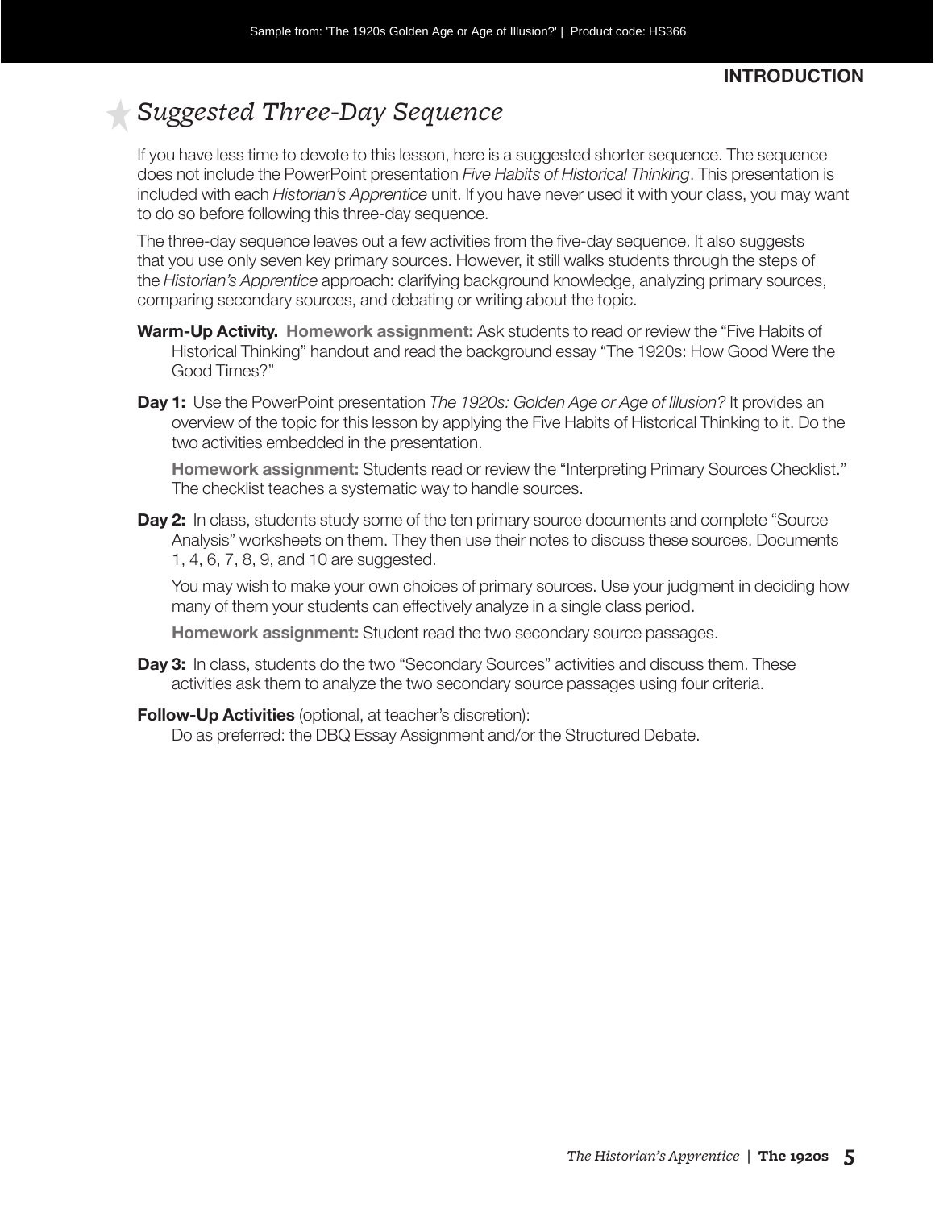## Suggested Three-Day Sequence

If you have less time to devote to this lesson, here is a suggested shorter sequence. The sequence does not include the PowerPoint presentation *Five Habits of Historical Thinking*. This presentation is included with each *Historian's Apprentice* unit. If you have never used it with your class, you may want to do so before following this three-day sequence.

The three-day sequence leaves out a few activities from the five-day sequence. It also suggests that you use only seven key primary sources. However, it still walks students through the steps of the *Historian's Apprentice* approach: clarifying background knowledge, analyzing primary sources, comparing secondary sources, and debating or writing about the topic.

**Warm-Up Activity.** **Homework assignment:** Ask students to read or review the "Five Habits of Historical Thinking" handout and read the background essay "The 1920s: How Good Were the Good Times?"

**Day 1:** Use the PowerPoint presentation *The 1920s: Golden Age or Age of Illusion?* It provides an overview of the topic for this lesson by applying the Five Habits of Historical Thinking to it. Do the two activities embedded in the presentation.

**Homework assignment:** Students read or review the "Interpreting Primary Sources Checklist." The checklist teaches a systematic way to handle sources.

**Day 2:** In class, students study some of the ten primary source documents and complete "Source Analysis" worksheets on them. They then use their notes to discuss these sources. Documents 1, 4, 6, 7, 8, 9, and 10 are suggested.

You may wish to make your own choices of primary sources. Use your judgment in deciding how many of them your students can effectively analyze in a single class period.

**Homework assignment:** Student read the two secondary source passages.

**Day 3:** In class, students do the two "Secondary Sources" activities and discuss them. These activities ask them to analyze the two secondary source passages using four criteria.

**Follow-Up Activities** (optional, at teacher's discretion):
Do as preferred: the DBQ Essay Assignment and/or the Structured Debate.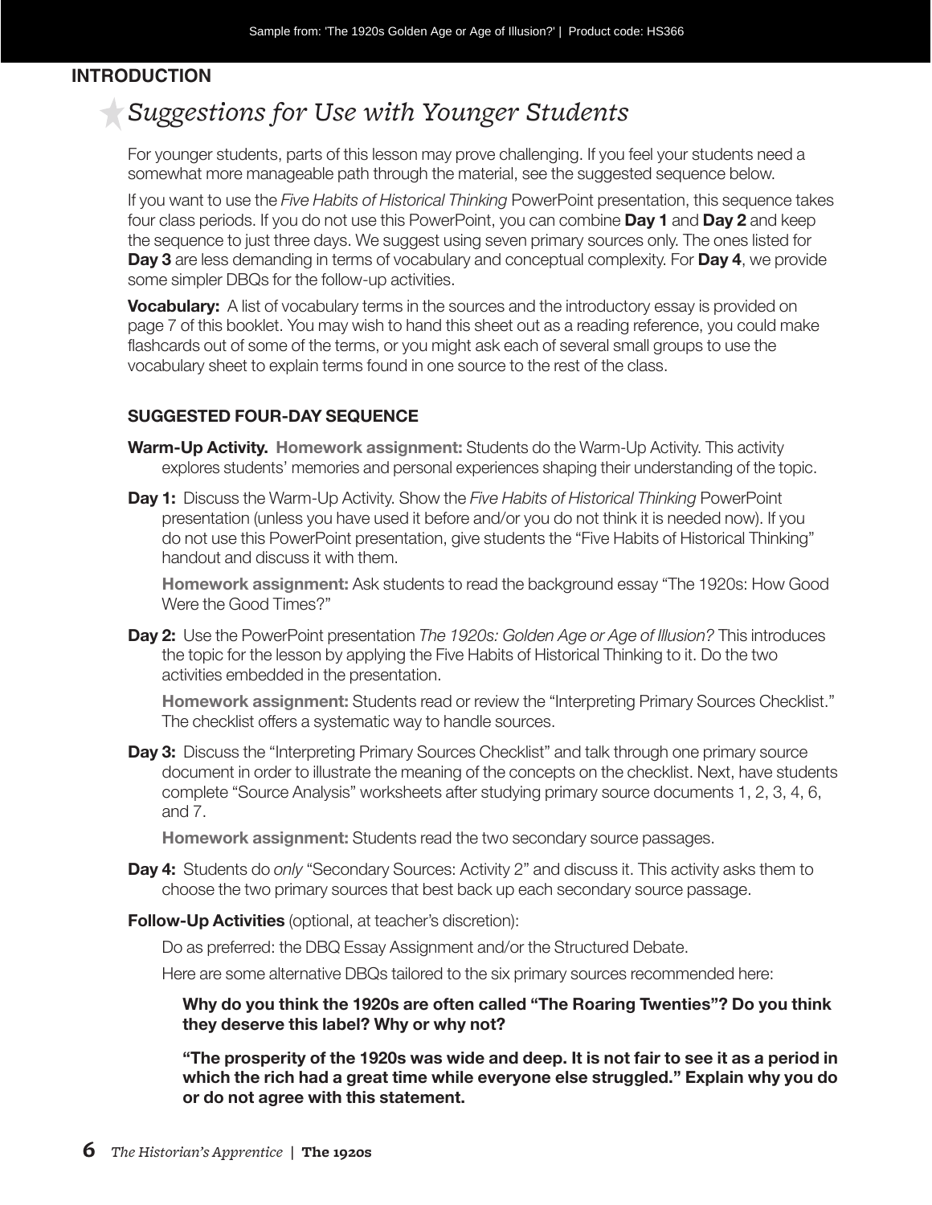## INTRODUCTION

# *Suggestions for Use with Younger Students*

For younger students, parts of this lesson may prove challenging. If you feel your students need a somewhat more manageable path through the material, see the suggested sequence below.

If you want to use the *Five Habits of Historical Thinking* PowerPoint presentation, this sequence takes four class periods. If you do not use this PowerPoint, you can combine **Day 1** and **Day 2** and keep the sequence to just three days. We suggest using seven primary sources only. The ones listed for **Day 3** are less demanding in terms of vocabulary and conceptual complexity. For **Day 4**, we provide some simpler DBQs for the follow-up activities.

**Vocabulary:** A list of vocabulary terms in the sources and the introductory essay is provided on page 7 of this booklet. You may wish to hand this sheet out as a reading reference, you could make flashcards out of some of the terms, or you might ask each of several small groups to use the vocabulary sheet to explain terms found in one source to the rest of the class.

### SUGGESTED FOUR-DAY SEQUENCE

**Warm-Up Activity.** **Homework assignment:** Students do the Warm-Up Activity. This activity explores students' memories and personal experiences shaping their understanding of the topic.

**Day 1:** Discuss the Warm-Up Activity. Show the *Five Habits of Historical Thinking* PowerPoint presentation (unless you have used it before and/or you do not think it is needed now). If you do not use this PowerPoint presentation, give students the "Five Habits of Historical Thinking" handout and discuss it with them.

**Homework assignment:** Ask students to read the background essay "The 1920s: How Good Were the Good Times?"

**Day 2:** Use the PowerPoint presentation *The 1920s: Golden Age or Age of Illusion?* This introduces the topic for the lesson by applying the Five Habits of Historical Thinking to it. Do the two activities embedded in the presentation.

**Homework assignment:** Students read or review the "Interpreting Primary Sources Checklist." The checklist offers a systematic way to handle sources.

**Day 3:** Discuss the "Interpreting Primary Sources Checklist" and talk through one primary source document in order to illustrate the meaning of the concepts on the checklist. Next, have students complete "Source Analysis" worksheets after studying primary source documents 1, 2, 3, 4, 6, and 7.

**Homework assignment:** Students read the two secondary source passages.

**Day 4:** Students do *only* "Secondary Sources: Activity 2" and discuss it. This activity asks them to choose the two primary sources that best back up each secondary source passage.

**Follow-Up Activities** (optional, at teacher's discretion):

Do as preferred: the DBQ Essay Assignment and/or the Structured Debate.

Here are some alternative DBQs tailored to the six primary sources recommended here:

**Why do you think the 1920s are often called "The Roaring Twenties"? Do you think they deserve this label? Why or why not?**

**"The prosperity of the 1920s was wide and deep. It is not fair to see it as a period in which the rich had a great time while everyone else struggled." Explain why you do or do not agree with this statement.**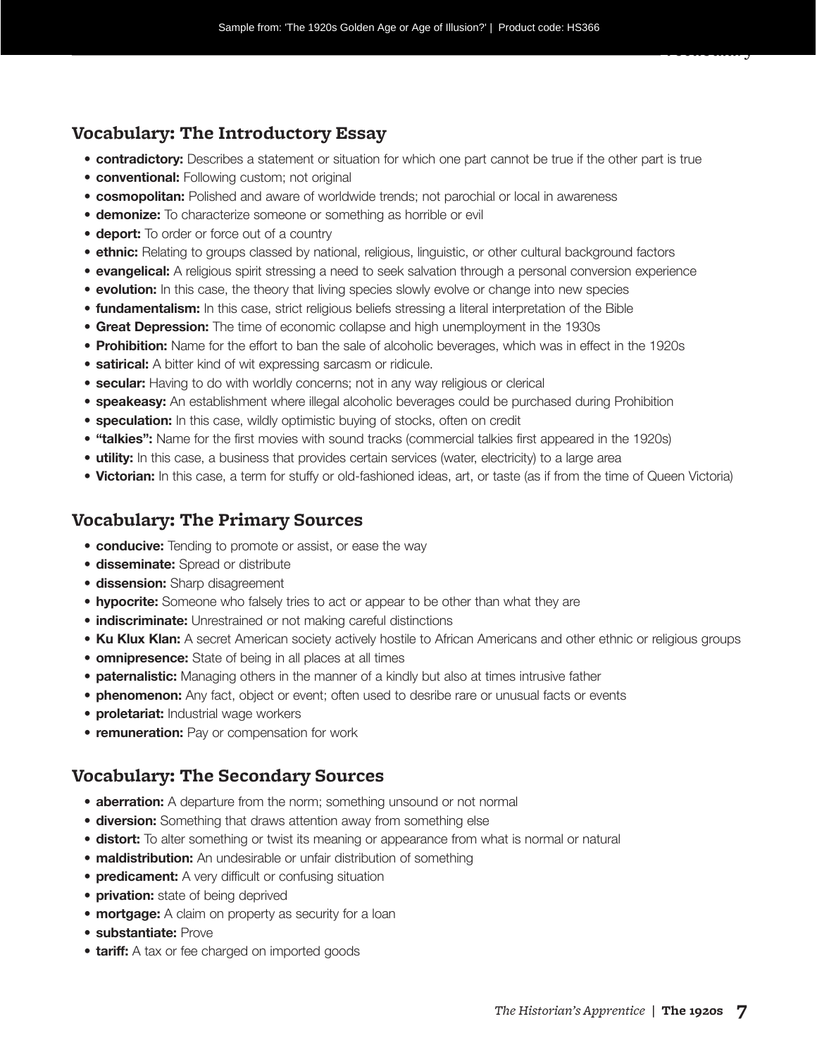## Vocabulary: The Introductory Essay

- **contradictory:** Describes a statement or situation for which one part cannot be true if the other part is true
- **conventional:** Following custom; not original
- **cosmopolitan:** Polished and aware of worldwide trends; not parochial or local in awareness
- **demonize:** To characterize someone or something as horrible or evil
- **deport:** To order or force out of a country
- **ethnic:** Relating to groups classed by national, religious, linguistic, or other cultural background factors
- **evangelical:** A religious spirit stressing a need to seek salvation through a personal conversion experience
- **evolution:** In this case, the theory that living species slowly evolve or change into new species
- **fundamentalism:** In this case, strict religious beliefs stressing a literal interpretation of the Bible
- **Great Depression:** The time of economic collapse and high unemployment in the 1930s
- **Prohibition:** Name for the effort to ban the sale of alcoholic beverages, which was in effect in the 1920s
- **satirical:** A bitter kind of wit expressing sarcasm or ridicule.
- **secular:** Having to do with worldly concerns; not in any way religious or clerical
- **speakeasy:** An establishment where illegal alcoholic beverages could be purchased during Prohibition
- **speculation:** In this case, wildly optimistic buying of stocks, often on credit
- **"talkies":** Name for the first movies with sound tracks (commercial talkies first appeared in the 1920s)
- **utility:** In this case, a business that provides certain services (water, electricity) to a large area
- **Victorian:** In this case, a term for stuffy or old-fashioned ideas, art, or taste (as if from the time of Queen Victoria)

## Vocabulary: The Primary Sources

- **conducive:** Tending to promote or assist, or ease the way
- **disseminate:** Spread or distribute
- **dissension:** Sharp disagreement
- **hypocrite:** Someone who falsely tries to act or appear to be other than what they are
- **indiscriminate:** Unrestrained or not making careful distinctions
- **Ku Klux Klan:** A secret American society actively hostile to African Americans and other ethnic or religious groups
- **omnipresence:** State of being in all places at all times
- **paternalistic:** Managing others in the manner of a kindly but also at times intrusive father
- **phenomenon:** Any fact, object or event; often used to desribe rare or unusual facts or events
- **proletariat:** Industrial wage workers
- **remuneration:** Pay or compensation for work

## Vocabulary: The Secondary Sources

- **aberration:** A departure from the norm; something unsound or not normal
- **diversion:** Something that draws attention away from something else
- **distort:** To alter something or twist its meaning or appearance from what is normal or natural
- **maldistribution:** An undesirable or unfair distribution of something
- **predicament:** A very difficult or confusing situation
- **privation:** state of being deprived
- **mortgage:** A claim on property as security for a loan
- **substantiate:** Prove
- **tariff:** A tax or fee charged on imported goods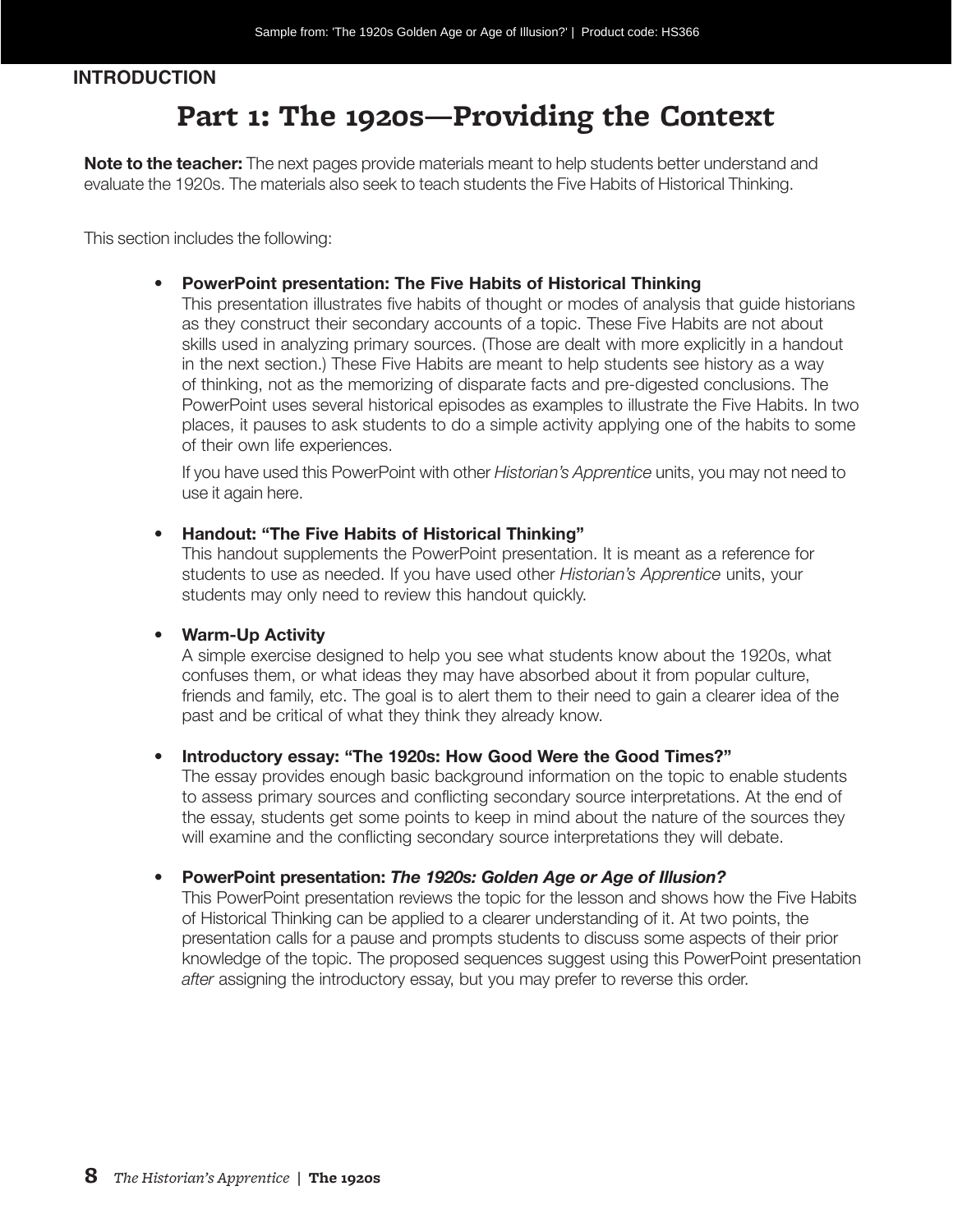INTRODUCTION

# Part 1: The 1920s—Providing the Context

**Note to the teacher:** The next pages provide materials meant to help students better understand and evaluate the 1920s. The materials also seek to teach students the Five Habits of Historical Thinking.

This section includes the following:

- **PowerPoint presentation: The Five Habits of Historical Thinking**
  This presentation illustrates five habits of thought or modes of analysis that guide historians as they construct their secondary accounts of a topic. These Five Habits are not about skills used in analyzing primary sources. (Those are dealt with more explicitly in a handout in the next section.) These Five Habits are meant to help students see history as a way of thinking, not as the memorizing of disparate facts and pre-digested conclusions. The PowerPoint uses several historical episodes as examples to illustrate the Five Habits. In two places, it pauses to ask students to do a simple activity applying one of the habits to some of their own life experiences.

  If you have used this PowerPoint with other *Historian's Apprentice* units, you may not need to use it again here.

- **Handout: "The Five Habits of Historical Thinking"**
  This handout supplements the PowerPoint presentation. It is meant as a reference for students to use as needed. If you have used other *Historian's Apprentice* units, your students may only need to review this handout quickly.

- **Warm-Up Activity**
  A simple exercise designed to help you see what students know about the 1920s, what confuses them, or what ideas they may have absorbed about it from popular culture, friends and family, etc. The goal is to alert them to their need to gain a clearer idea of the past and be critical of what they think they already know.

- **Introductory essay: "The 1920s: How Good Were the Good Times?"**
  The essay provides enough basic background information on the topic to enable students to assess primary sources and conflicting secondary source interpretations. At the end of the essay, students get some points to keep in mind about the nature of the sources they will examine and the conflicting secondary source interpretations they will debate.

- **PowerPoint presentation: *The 1920s: Golden Age or Age of Illusion?***
  This PowerPoint presentation reviews the topic for the lesson and shows how the Five Habits of Historical Thinking can be applied to a clearer understanding of it. At two points, the presentation calls for a pause and prompts students to discuss some aspects of their prior knowledge of the topic. The proposed sequences suggest using this PowerPoint presentation *after* assigning the introductory essay, but you may prefer to reverse this order.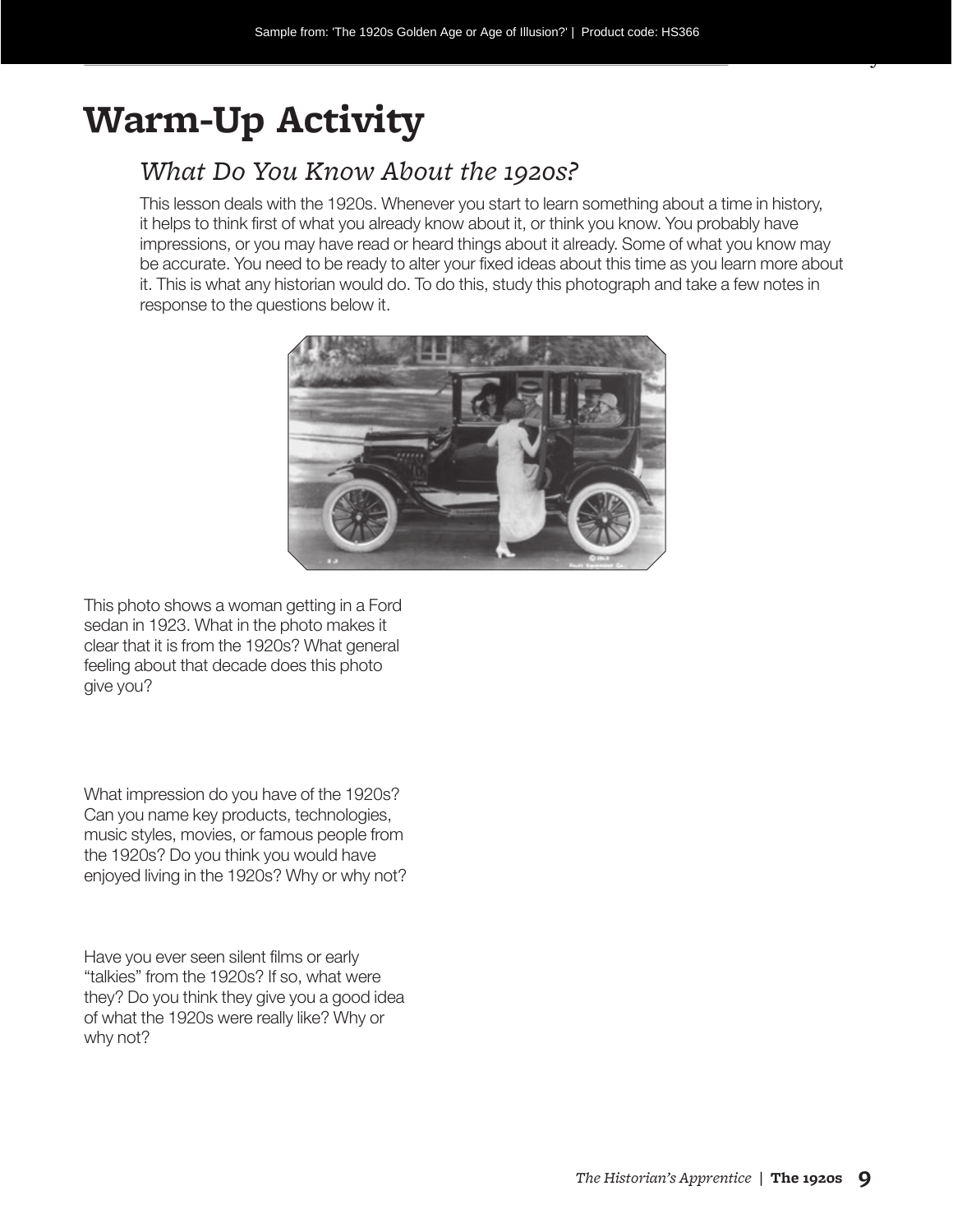# Warm-Up Activity

## *What Do You Know About the 1920s?*

This lesson deals with the 1920s. Whenever you start to learn something about a time in history, it helps to think first of what you already know about it, or think you know. You probably have impressions, or you may have read or heard things about it already. Some of what you know may be accurate. You need to be ready to alter your fixed ideas about this time as you learn more about it. This is what any historian would do. To do this, study this photograph and take a few notes in response to the questions below it.

This photo shows a woman getting in a Ford sedan in 1923. What in the photo makes it clear that it is from the 1920s? What general feeling about that decade does this photo give you?

What impression do you have of the 1920s? Can you name key products, technologies, music styles, movies, or famous people from the 1920s? Do you think you would have enjoyed living in the 1920s? Why or why not?

Have you ever seen silent films or early "talkies" from the 1920s? If so, what were they? Do you think they give you a good idea of what the 1920s were really like? Why or why not?